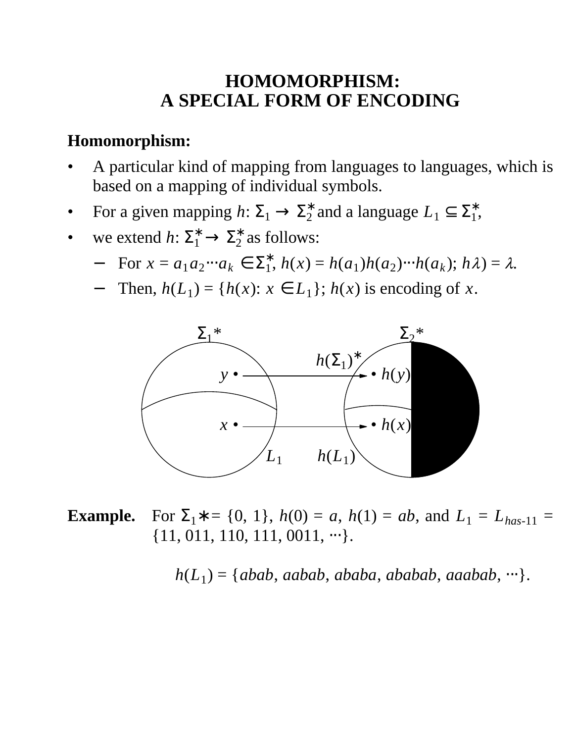# HOMOMORPHISM: A SPECIAL FORM OF ENCODING

**Homomorphism:**

- A particular kind of mapping from languages to languages, which is based on a mapping of individual symbols.
- For a given mapping $h$: $\Sigma_1 \rightarrow \Sigma_2^*$ and a language $L_1 \subseteq \Sigma_1^*$,
- we extend $h$: $\Sigma_1^* \rightarrow \Sigma_2^*$ as follows:
  - For $x = a_1 a_2 \cdots a_k \in \Sigma_1^*$, $h(x) = h(a_1)h(a_2)\cdots h(a_k)$; $h\lambda) = \lambda$.
  - Then, $h(L_1) = \{h(x)$: $x \in L_1\}$; $h(x)$ is encoding of $x$.

**Example.** For $\Sigma_1 * = \{0, 1\}$, $h(0) = a$, $h(1) = ab$, and $L_1 = L_{has\text{-}11} = \{11, 011, 110, 111, 0011, \cdots\}$.

$h(L_1) = \{abab, aabab, ababa, ababab, aaabab, \cdots\}$.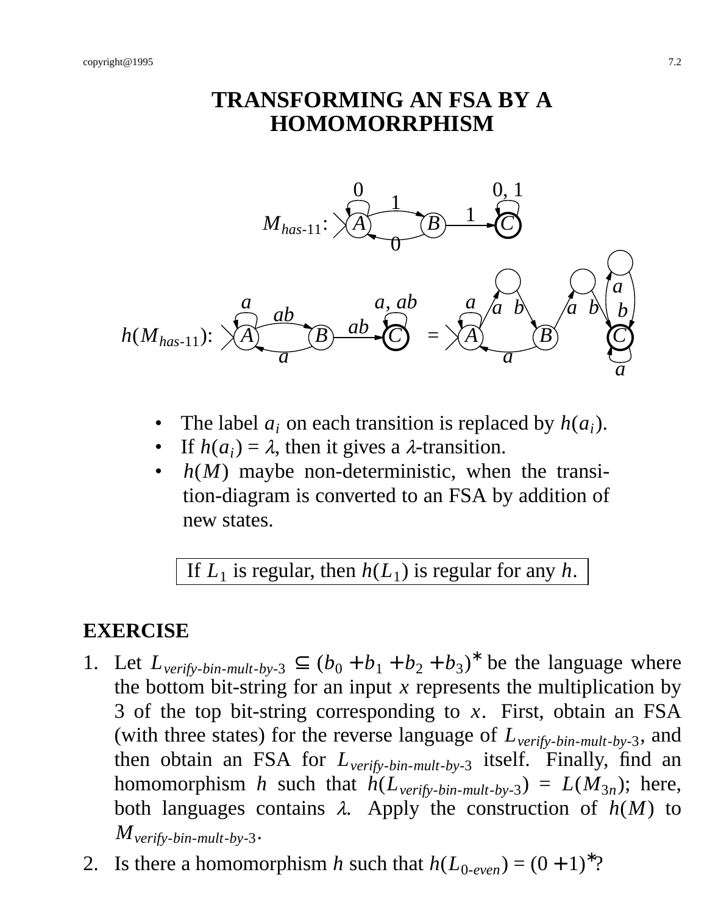# TRANSFORMING AN FSA BY A HOMOMORRPHISM

- The label $a_i$ on each transition is replaced by $h(a_i)$.
- If $h(a_i) = \lambda$, then it gives a $\lambda$-transition.
- $h(M)$ maybe non-deterministic, when the transition-diagram is converted to an FSA by addition of new states.

| If $L_1$ is regular, then $h(L_1)$ is regular for any $h$. |
|---|

## EXERCISE

1. Let $L_{verify\text{-}bin\text{-}mult\text{-}by\text{-}3} \subseteq (b_0 + b_1 + b_2 + b_3)^*$ be the language where the bottom bit-string for an input $x$ represents the multiplication by 3 of the top bit-string corresponding to $x$. First, obtain an FSA (with three states) for the reverse language of $L_{verify\text{-}bin\text{-}mult\text{-}by\text{-}3}$, and then obtain an FSA for $L_{verify\text{-}bin\text{-}mult\text{-}by\text{-}3}$ itself. Finally, find an homomorphism $h$ such that $h(L_{verify\text{-}bin\text{-}mult\text{-}by\text{-}3}) = L(M_{3n})$; here, both languages contains $\lambda$. Apply the construction of $h(M)$ to $M_{verify\text{-}bin\text{-}mult\text{-}by\text{-}3}$.
2. Is there a homomorphism $h$ such that $h(L_{0\text{-}even}) = (0 + 1)^*$?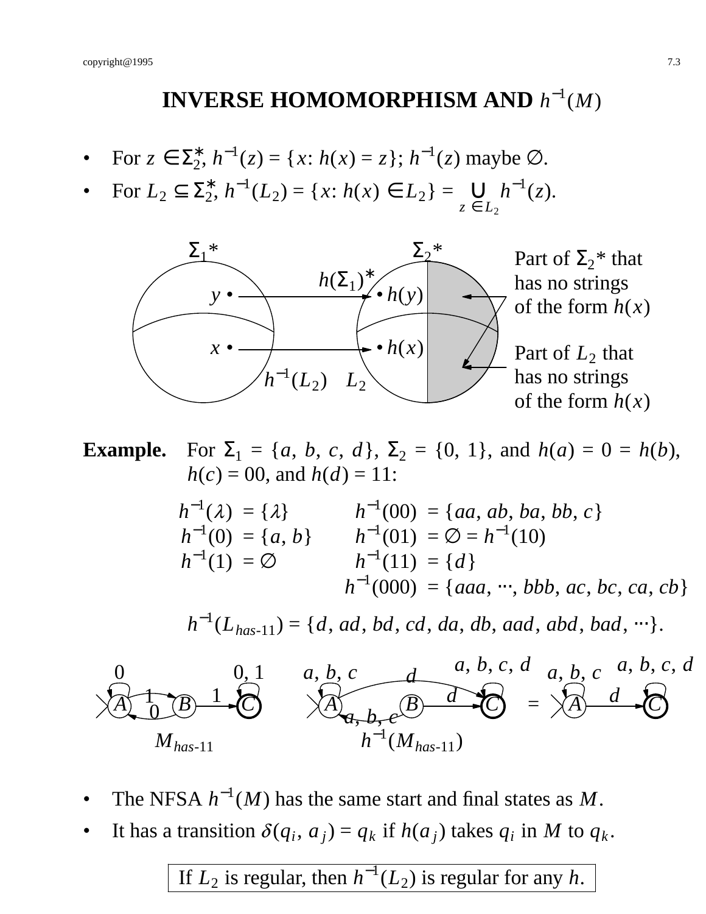# INVERSE HOMOMORPHISM AND $h^{-1}(M)$

- For $z \in \Sigma_2^*$, $h^{-1}(z) = \{x: h(x) = z\}$; $h^{-1}(z)$ maybe $\emptyset$.
- For $L_2 \subseteq \Sigma_2^*$, $h^{-1}(L_2) = \{x: h(x) \in L_2\} = \bigcup_{z \in L_2} h^{-1}(z)$.

$\Sigma_1{*}$ $\Sigma_2{*}$

$h(\Sigma_1)^*$

$y \bullet$ → $\bullet\, h(y)$

$x \bullet$ → $\bullet\, h(x)$

$h^{-1}(L_2)$ $L_2$

Part of $\Sigma_2{*}$ that has no strings of the form $h(x)$

Part of $L_2$ that has no strings of the form $h(x)$

**Example.** For $\Sigma_1 = \{a, b, c, d\}$, $\Sigma_2 = \{0, 1\}$, and $h(a) = 0 = h(b)$, $h(c) = 00$, and $h(d) = 11$:

$h^{-1}(\lambda) = \{\lambda\}$ $\qquad h^{-1}(00) = \{aa, ab, ba, bb, c\}$

$h^{-1}(0) = \{a, b\}$ $\qquad h^{-1}(01) = \emptyset = h^{-1}(10)$

$h^{-1}(1) = \emptyset$ $\qquad h^{-1}(11) = \{d\}$

$\qquad h^{-1}(000) = \{aaa, \cdots, bbb, ac, bc, ca, cb\}$

$h^{-1}(L_{has\text{-}11}) = \{d, ad, bd, cd, da, db, aad, abd, bad, \cdots\}$.

$M_{has\text{-}11}$: states $A$ (start), $B$, $C$ (final); $A \xrightarrow{0} A$, $A \xrightarrow{1} B$, $B \xrightarrow{0} A$, $B \xrightarrow{1} C$, $C \xrightarrow{0,1} C$.

$h^{-1}(M_{has\text{-}11})$: $A \xrightarrow{a,b,c} A$, $A \xrightarrow{d} C$, $B \xrightarrow{a,b,c} A$, $B \xrightarrow{d} C$, $C \xrightarrow{a,b,c,d} C$ $=$ $A \xrightarrow{a,b,c} A$, $A \xrightarrow{d} C$, $C \xrightarrow{a,b,c,d} C$.

- The NFSA $h^{-1}(M)$ has the same start and final states as $M$.
- It has a transition $\delta(q_i, a_j) = q_k$ if $h(a_j)$ takes $q_i$ in $M$ to $q_k$.

> If $L_2$ is regular, then $h^{-1}(L_2)$ is regular for any $h$.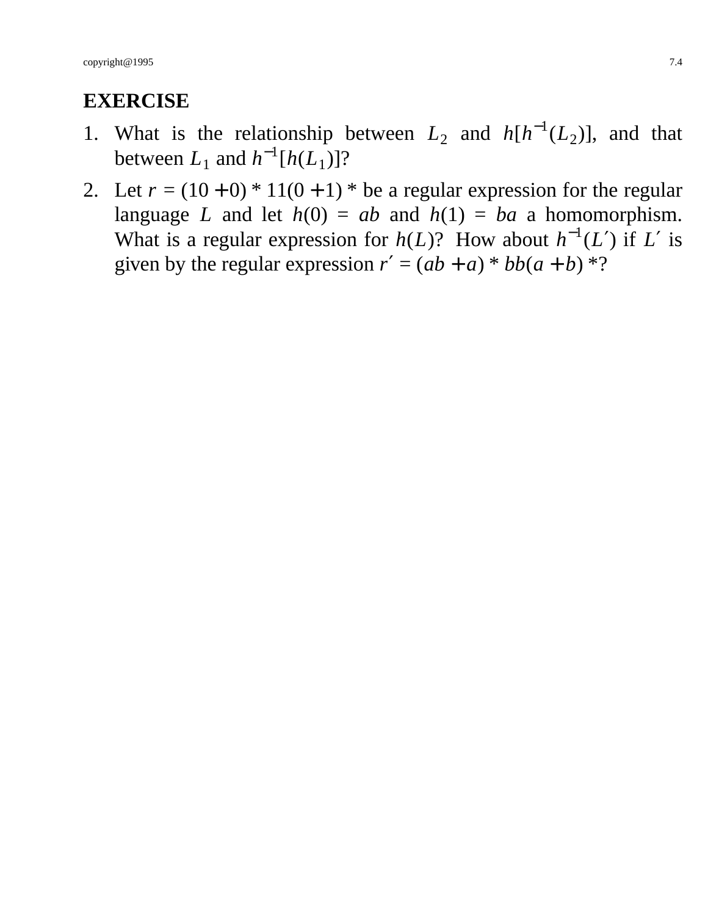## EXERCISE

1. What is the relationship between $L_2$ and $h[h^{-1}(L_2)]$, and that between $L_1$ and $h^{-1}[h(L_1)]$?
2. Let $r = (10 + 0) * 11(0 + 1) *$ be a regular expression for the regular language $L$ and let $h(0) = ab$ and $h(1) = ba$ a homomorphism. What is a regular expression for $h(L)$? How about $h^{-1}(L')$ if $L'$ is given by the regular expression $r' = (ab + a) * bb(a + b) *$?